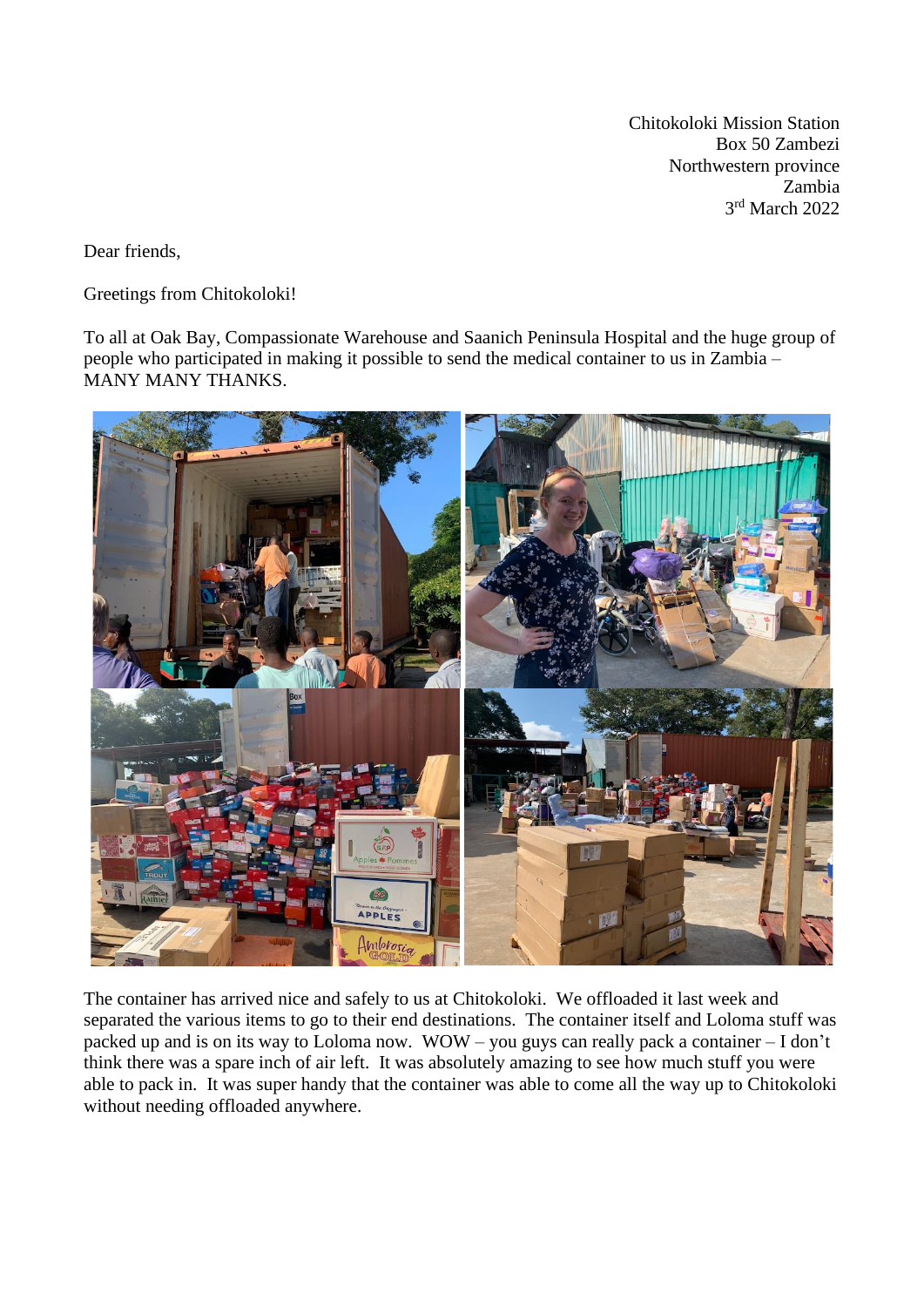Chitokoloki Mission Station
Box 50 Zambezi
Northwestern province
Zambia
3rd March 2022

Dear friends,

Greetings from Chitokoloki!

To all at Oak Bay, Compassionate Warehouse and Saanich Peninsula Hospital and the huge group of people who participated in making it possible to send the medical container to us in Zambia – MANY MANY THANKS.

The container has arrived nice and safely to us at Chitokoloki. We offloaded it last week and separated the various items to go to their end destinations. The container itself and Loloma stuff was packed up and is on its way to Loloma now. WOW – you guys can really pack a container – I don't think there was a spare inch of air left. It was absolutely amazing to see how much stuff you were able to pack in. It was super handy that the container was able to come all the way up to Chitokoloki without needing offloaded anywhere.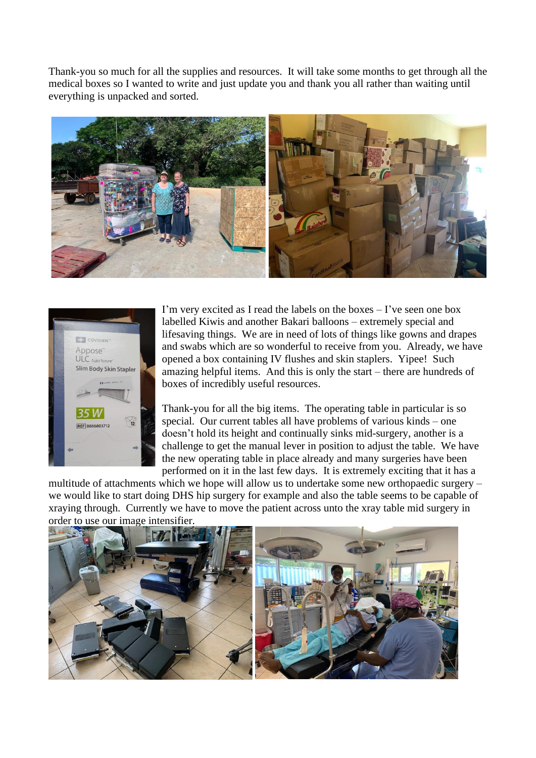Thank-you so much for all the supplies and resources. It will take some months to get through all the medical boxes so I wanted to write and just update you and thank you all rather than waiting until everything is unpacked and sorted.

I'm very excited as I read the labels on the boxes – I've seen one box labelled Kiwis and another Bakari balloons – extremely special and lifesaving things. We are in need of lots of things like gowns and drapes and swabs which are so wonderful to receive from you. Already, we have opened a box containing IV flushes and skin staplers. Yipee! Such amazing helpful items. And this is only the start – there are hundreds of boxes of incredibly useful resources.

Thank-you for all the big items. The operating table in particular is so special. Our current tables all have problems of various kinds – one doesn't hold its height and continually sinks mid-surgery, another is a challenge to get the manual lever in position to adjust the table. We have the new operating table in place already and many surgeries have been performed on it in the last few days. It is extremely exciting that it has a multitude of attachments which we hope will allow us to undertake some new orthopaedic surgery – we would like to start doing DHS hip surgery for example and also the table seems to be capable of xraying through. Currently we have to move the patient across unto the xray table mid surgery in order to use our image intensifier.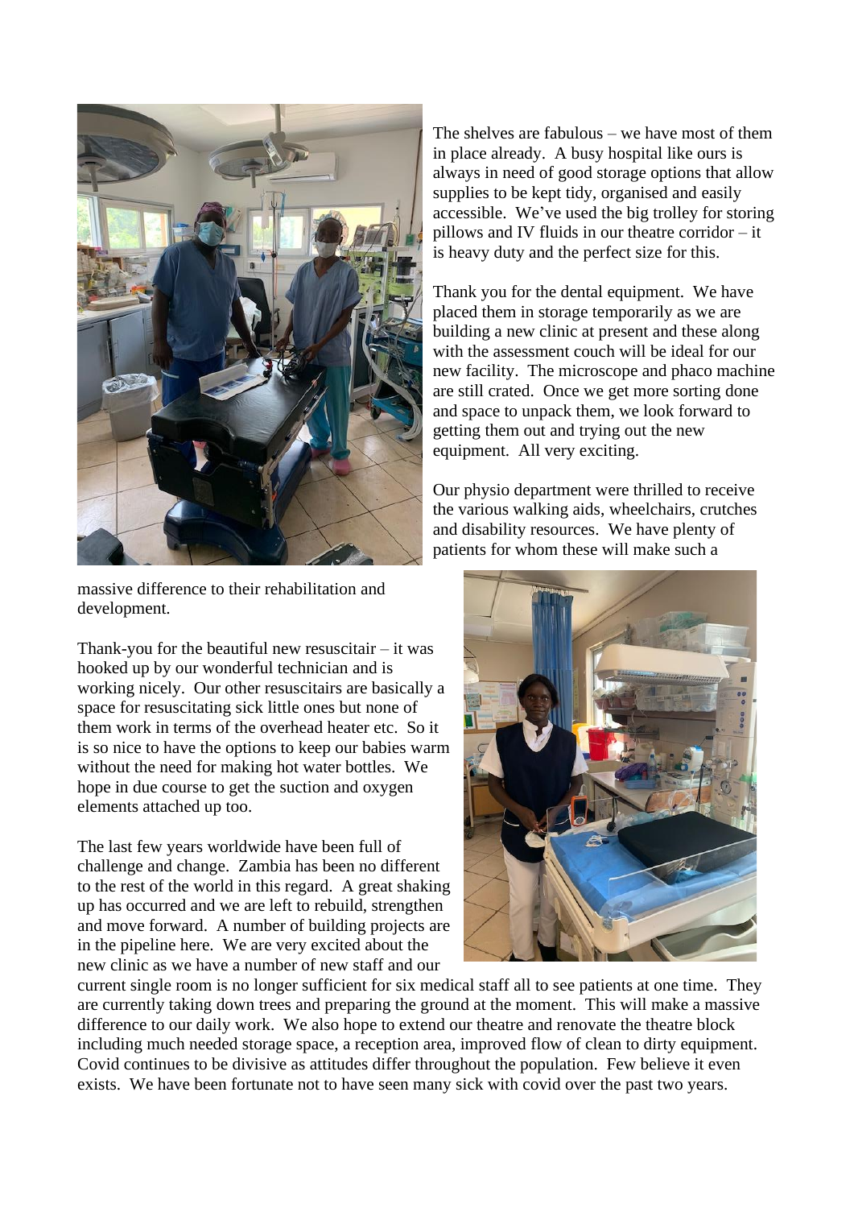The shelves are fabulous – we have most of them in place already. A busy hospital like ours is always in need of good storage options that allow supplies to be kept tidy, organised and easily accessible. We've used the big trolley for storing pillows and IV fluids in our theatre corridor – it is heavy duty and the perfect size for this.

Thank you for the dental equipment. We have placed them in storage temporarily as we are building a new clinic at present and these along with the assessment couch will be ideal for our new facility. The microscope and phaco machine are still crated. Once we get more sorting done and space to unpack them, we look forward to getting them out and trying out the new equipment. All very exciting.

Our physio department were thrilled to receive the various walking aids, wheelchairs, crutches and disability resources. We have plenty of patients for whom these will make such a massive difference to their rehabilitation and development.

Thank-you for the beautiful new resuscitair – it was hooked up by our wonderful technician and is working nicely. Our other resuscitairs are basically a space for resuscitating sick little ones but none of them work in terms of the overhead heater etc. So it is so nice to have the options to keep our babies warm without the need for making hot water bottles. We hope in due course to get the suction and oxygen elements attached up too.

The last few years worldwide have been full of challenge and change. Zambia has been no different to the rest of the world in this regard. A great shaking up has occurred and we are left to rebuild, strengthen and move forward. A number of building projects are in the pipeline here. We are very excited about the new clinic as we have a number of new staff and our current single room is no longer sufficient for six medical staff all to see patients at one time. They are currently taking down trees and preparing the ground at the moment. This will make a massive difference to our daily work. We also hope to extend our theatre and renovate the theatre block including much needed storage space, a reception area, improved flow of clean to dirty equipment. Covid continues to be divisive as attitudes differ throughout the population. Few believe it even exists. We have been fortunate not to have seen many sick with covid over the past two years.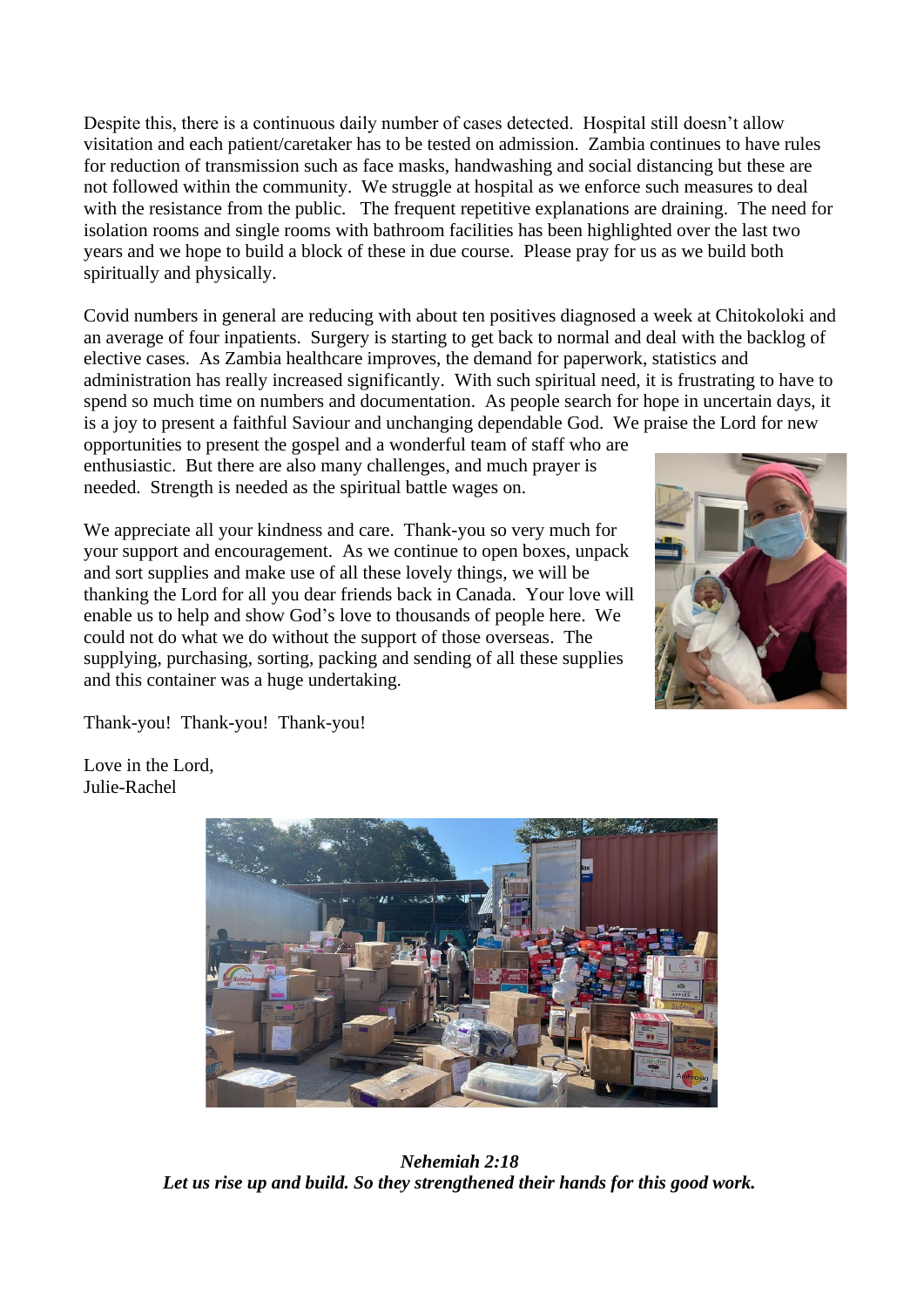Despite this, there is a continuous daily number of cases detected. Hospital still doesn't allow visitation and each patient/caretaker has to be tested on admission. Zambia continues to have rules for reduction of transmission such as face masks, handwashing and social distancing but these are not followed within the community. We struggle at hospital as we enforce such measures to deal with the resistance from the public. The frequent repetitive explanations are draining. The need for isolation rooms and single rooms with bathroom facilities has been highlighted over the last two years and we hope to build a block of these in due course. Please pray for us as we build both spiritually and physically.

Covid numbers in general are reducing with about ten positives diagnosed a week at Chitokoloki and an average of four inpatients. Surgery is starting to get back to normal and deal with the backlog of elective cases. As Zambia healthcare improves, the demand for paperwork, statistics and administration has really increased significantly. With such spiritual need, it is frustrating to have to spend so much time on numbers and documentation. As people search for hope in uncertain days, it is a joy to present a faithful Saviour and unchanging dependable God. We praise the Lord for new opportunities to present the gospel and a wonderful team of staff who are enthusiastic. But there are also many challenges, and much prayer is needed. Strength is needed as the spiritual battle wages on.

We appreciate all your kindness and care. Thank-you so very much for your support and encouragement. As we continue to open boxes, unpack and sort supplies and make use of all these lovely things, we will be thanking the Lord for all you dear friends back in Canada. Your love will enable us to help and show God's love to thousands of people here. We could not do what we do without the support of those overseas. The supplying, purchasing, sorting, packing and sending of all these supplies and this container was a huge undertaking.

Thank-you! Thank-you! Thank-you!

Love in the Lord,
Julie-Rachel

***Nehemiah 2:18***
***Let us rise up and build. So they strengthened their hands for this good work.***